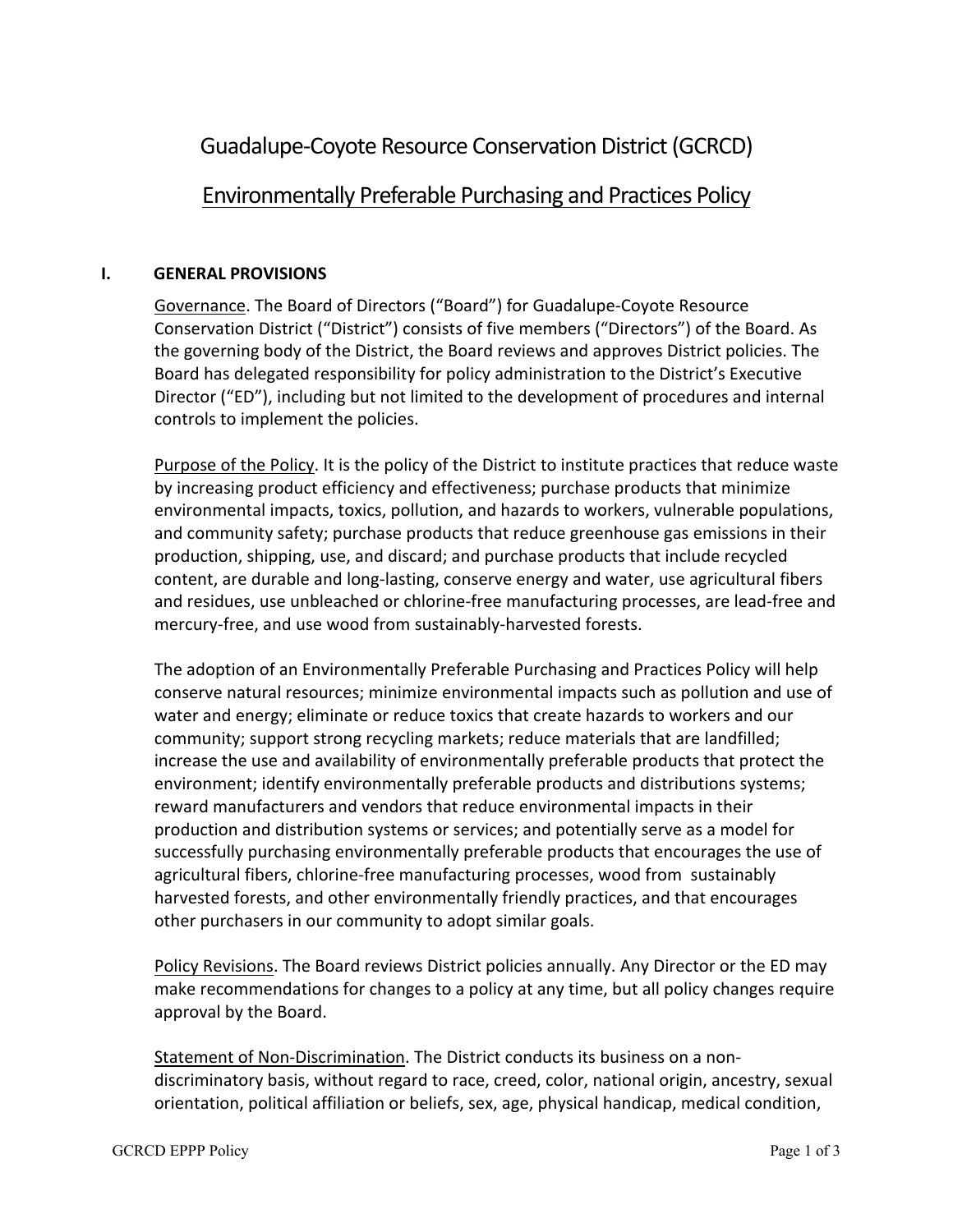# Guadalupe-Coyote Resource Conservation District (GCRCD)

## Environmentally Preferable Purchasing and Practices Policy

### I. GENERAL PROVISIONS

Governance. The Board of Directors ("Board") for Guadalupe-Coyote Resource Conservation District ("District") consists of five members ("Directors") of the Board. As the governing body of the District, the Board reviews and approves District policies. The Board has delegated responsibility for policy administration to the District's Executive Director ("ED"), including but not limited to the development of procedures and internal controls to implement the policies.

Purpose of the Policy. It is the policy of the District to institute practices that reduce waste by increasing product efficiency and effectiveness; purchase products that minimize environmental impacts, toxics, pollution, and hazards to workers, vulnerable populations, and community safety; purchase products that reduce greenhouse gas emissions in their production, shipping, use, and discard; and purchase products that include recycled content, are durable and long-lasting, conserve energy and water, use agricultural fibers and residues, use unbleached or chlorine-free manufacturing processes, are lead-free and mercury-free, and use wood from sustainably-harvested forests.

The adoption of an Environmentally Preferable Purchasing and Practices Policy will help conserve natural resources; minimize environmental impacts such as pollution and use of water and energy; eliminate or reduce toxics that create hazards to workers and our community; support strong recycling markets; reduce materials that are landfilled; increase the use and availability of environmentally preferable products that protect the environment; identify environmentally preferable products and distributions systems; reward manufacturers and vendors that reduce environmental impacts in their production and distribution systems or services; and potentially serve as a model for successfully purchasing environmentally preferable products that encourages the use of agricultural fibers, chlorine-free manufacturing processes, wood from sustainably harvested forests, and other environmentally friendly practices, and that encourages other purchasers in our community to adopt similar goals.

Policy Revisions. The Board reviews District policies annually. Any Director or the ED may make recommendations for changes to a policy at any time, but all policy changes require approval by the Board.

Statement of Non-Discrimination. The District conducts its business on a non-discriminatory basis, without regard to race, creed, color, national origin, ancestry, sexual orientation, political affiliation or beliefs, sex, age, physical handicap, medical condition,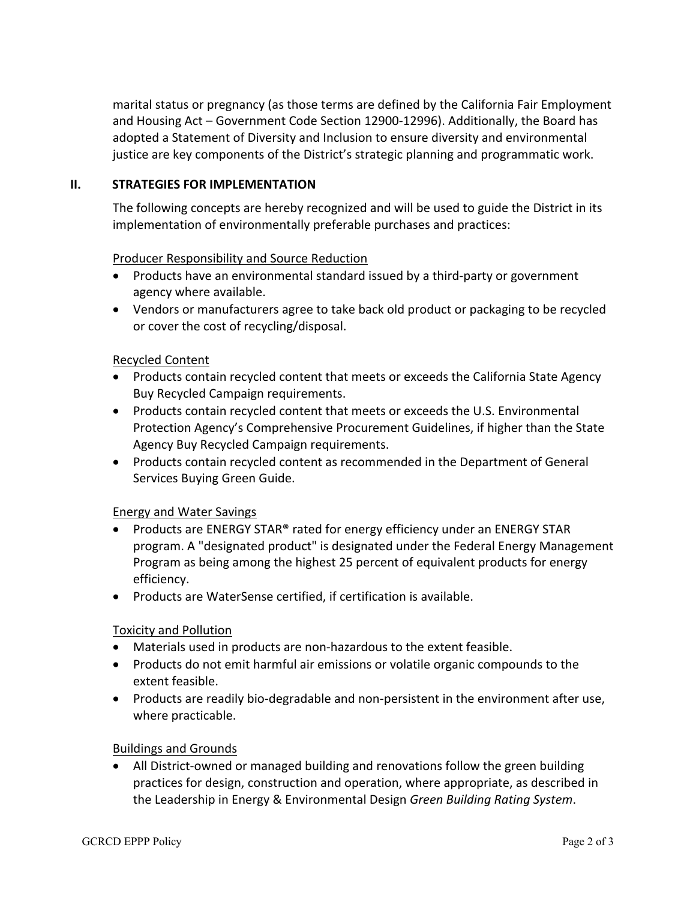marital status or pregnancy (as those terms are defined by the California Fair Employment and Housing Act – Government Code Section 12900-12996). Additionally, the Board has adopted a Statement of Diversity and Inclusion to ensure diversity and environmental justice are key components of the District's strategic planning and programmatic work.

## II. STRATEGIES FOR IMPLEMENTATION

The following concepts are hereby recognized and will be used to guide the District in its implementation of environmentally preferable purchases and practices:

<u>Producer Responsibility and Source Reduction</u>

- Products have an environmental standard issued by a third-party or government agency where available.
- Vendors or manufacturers agree to take back old product or packaging to be recycled or cover the cost of recycling/disposal.

<u>Recycled Content</u>

- Products contain recycled content that meets or exceeds the California State Agency Buy Recycled Campaign requirements.
- Products contain recycled content that meets or exceeds the U.S. Environmental Protection Agency's Comprehensive Procurement Guidelines, if higher than the State Agency Buy Recycled Campaign requirements.
- Products contain recycled content as recommended in the Department of General Services Buying Green Guide.

<u>Energy and Water Savings</u>

- Products are ENERGY STAR® rated for energy efficiency under an ENERGY STAR program. A "designated product" is designated under the Federal Energy Management Program as being among the highest 25 percent of equivalent products for energy efficiency.
- Products are WaterSense certified, if certification is available.

<u>Toxicity and Pollution</u>

- Materials used in products are non-hazardous to the extent feasible.
- Products do not emit harmful air emissions or volatile organic compounds to the extent feasible.
- Products are readily bio-degradable and non-persistent in the environment after use, where practicable.

<u>Buildings and Grounds</u>

- All District-owned or managed building and renovations follow the green building practices for design, construction and operation, where appropriate, as described in the Leadership in Energy & Environmental Design *Green Building Rating System*.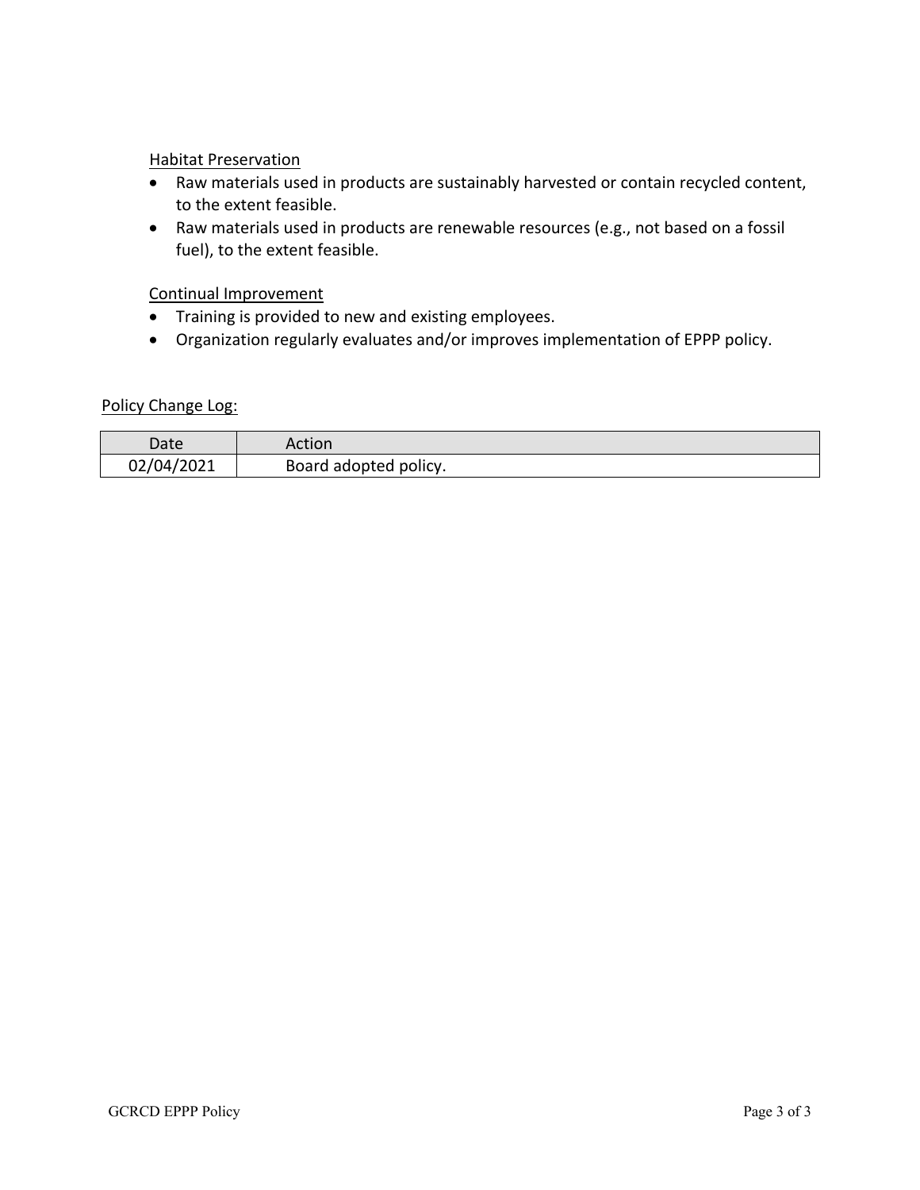Habitat Preservation

- Raw materials used in products are sustainably harvested or contain recycled content, to the extent feasible.
- Raw materials used in products are renewable resources (e.g., not based on a fossil fuel), to the extent feasible.

Continual Improvement

- Training is provided to new and existing employees.
- Organization regularly evaluates and/or improves implementation of EPPP policy.

Policy Change Log:

| Date | Action |
|---|---|
| 02/04/2021 | Board adopted policy. |